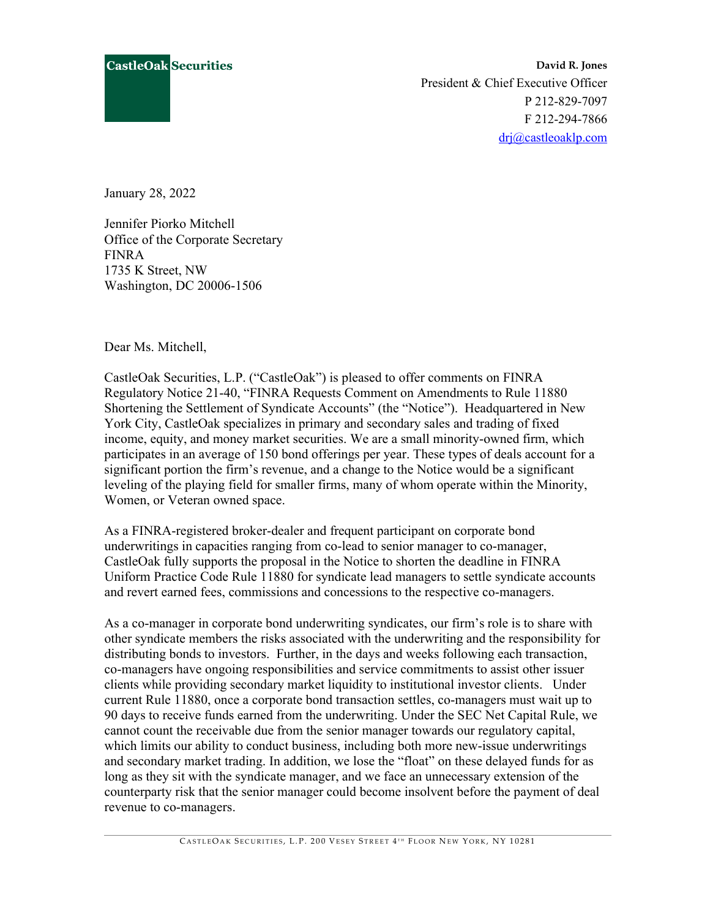**CastleOak Securities**

**David R. Jones**
President & Chief Executive Officer
P 212-829-7097
F 212-294-7866
drj@castleoaklp.com

January 28, 2022

Jennifer Piorko Mitchell
Office of the Corporate Secretary
FINRA
1735 K Street, NW
Washington, DC 20006-1506

Dear Ms. Mitchell,

CastleOak Securities, L.P. ("CastleOak") is pleased to offer comments on FINRA Regulatory Notice 21-40, "FINRA Requests Comment on Amendments to Rule 11880 Shortening the Settlement of Syndicate Accounts" (the "Notice"). Headquartered in New York City, CastleOak specializes in primary and secondary sales and trading of fixed income, equity, and money market securities. We are a small minority-owned firm, which participates in an average of 150 bond offerings per year. These types of deals account for a significant portion the firm's revenue, and a change to the Notice would be a significant leveling of the playing field for smaller firms, many of whom operate within the Minority, Women, or Veteran owned space.

As a FINRA-registered broker-dealer and frequent participant on corporate bond underwritings in capacities ranging from co-lead to senior manager to co-manager, CastleOak fully supports the proposal in the Notice to shorten the deadline in FINRA Uniform Practice Code Rule 11880 for syndicate lead managers to settle syndicate accounts and revert earned fees, commissions and concessions to the respective co-managers.

As a co-manager in corporate bond underwriting syndicates, our firm's role is to share with other syndicate members the risks associated with the underwriting and the responsibility for distributing bonds to investors. Further, in the days and weeks following each transaction, co-managers have ongoing responsibilities and service commitments to assist other issuer clients while providing secondary market liquidity to institutional investor clients. Under current Rule 11880, once a corporate bond transaction settles, co-managers must wait up to 90 days to receive funds earned from the underwriting. Under the SEC Net Capital Rule, we cannot count the receivable due from the senior manager towards our regulatory capital, which limits our ability to conduct business, including both more new-issue underwritings and secondary market trading. In addition, we lose the "float" on these delayed funds for as long as they sit with the syndicate manager, and we face an unnecessary extension of the counterparty risk that the senior manager could become insolvent before the payment of deal revenue to co-managers.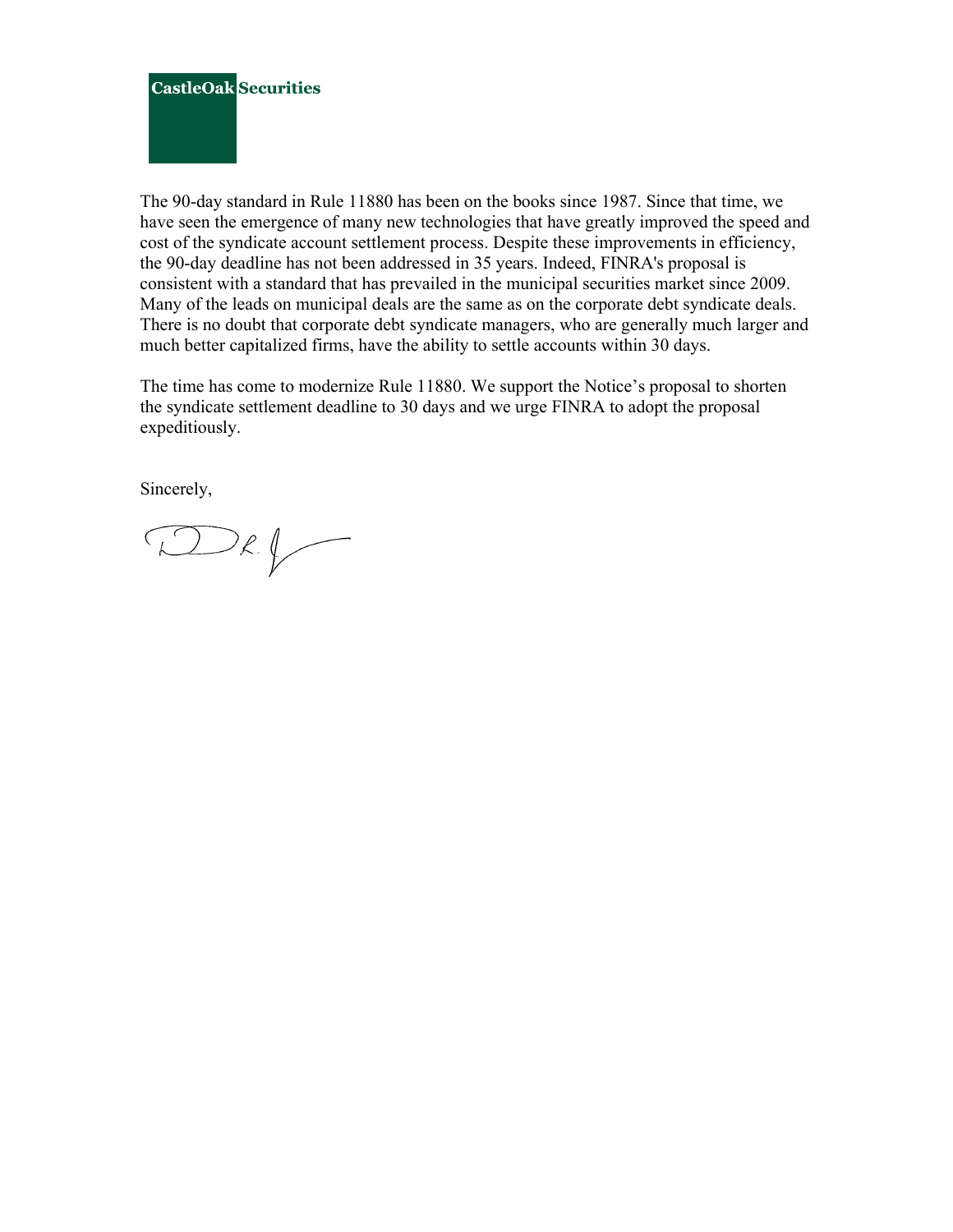The 90-day standard in Rule 11880 has been on the books since 1987. Since that time, we have seen the emergence of many new technologies that have greatly improved the speed and cost of the syndicate account settlement process. Despite these improvements in efficiency, the 90-day deadline has not been addressed in 35 years. Indeed, FINRA's proposal is consistent with a standard that has prevailed in the municipal securities market since 2009. Many of the leads on municipal deals are the same as on the corporate debt syndicate deals. There is no doubt that corporate debt syndicate managers, who are generally much larger and much better capitalized firms, have the ability to settle accounts within 30 days.

The time has come to modernize Rule 11880. We support the Notice's proposal to shorten the syndicate settlement deadline to 30 days and we urge FINRA to adopt the proposal expeditiously.

Sincerely,